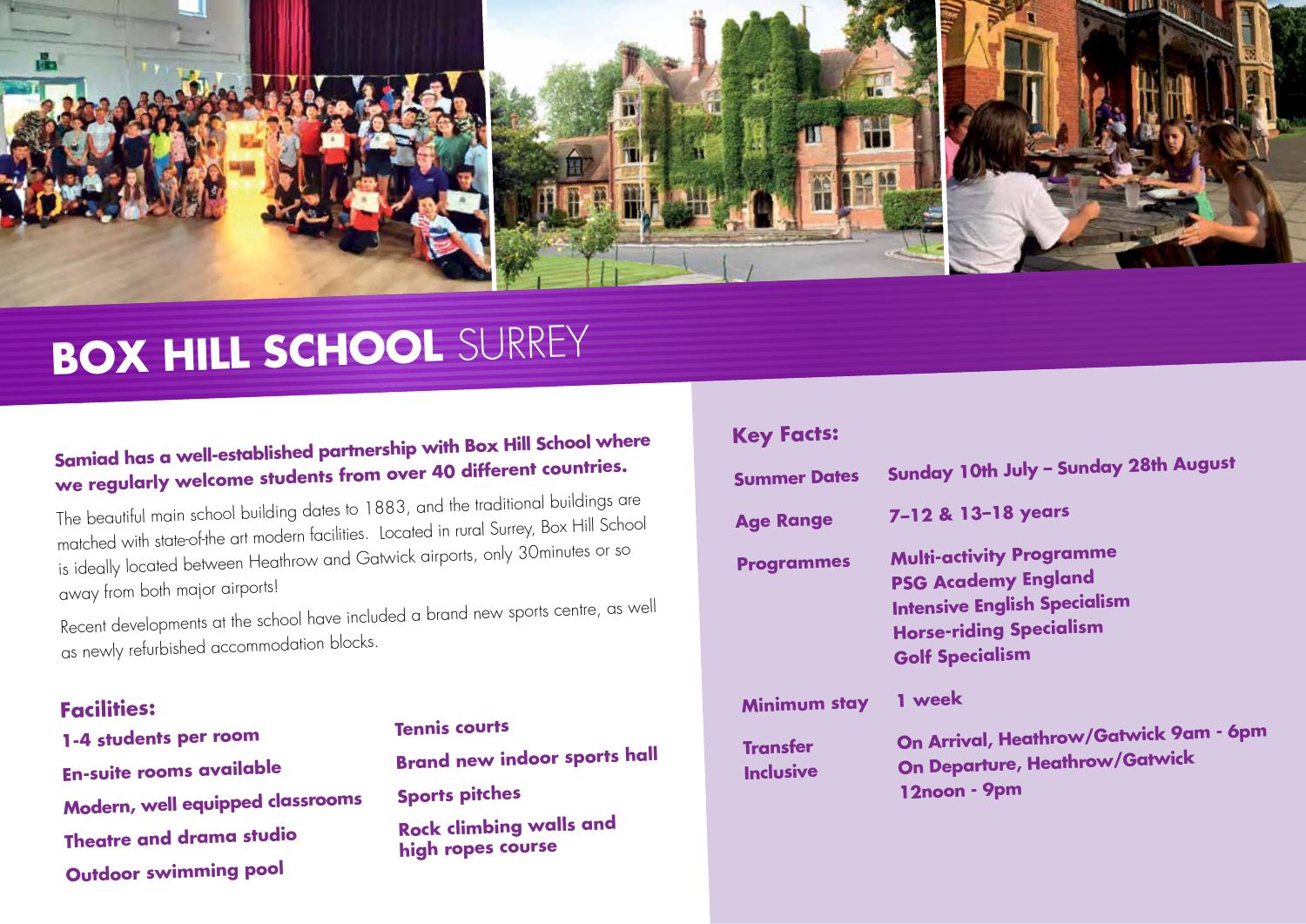# BOX HILL SCHOOL SURREY

**Samiad has a well-established partnership with Box Hill School where we regularly welcome students from over 40 different countries.**

The beautiful main school building dates to 1883, and the traditional buildings are matched with state-of-the art modern facilities. Located in rural Surrey, Box Hill School is ideally located between Heathrow and Gatwick airports, only 30minutes or so away from both major airports!

Recent developments at the school have included a brand new sports centre, as well as newly refurbished accommodation blocks.

## Facilities:

- **1-4 students per room**
- **En-suite rooms available**
- **Modern, well equipped classrooms**
- **Theatre and drama studio**
- **Outdoor swimming pool**
- **Tennis courts**
- **Brand new indoor sports hall**
- **Sports pitches**
- **Rock climbing walls and high ropes course**

## Key Facts:

| | |
|---|---|
| **Summer Dates** | **Sunday 10th July – Sunday 28th August** |
| **Age Range** | **7–12 & 13–18 years** |
| **Programmes** | **Multi-activity Programme**<br>**PSG Academy England**<br>**Intensive English Specialism**<br>**Horse-riding Specialism**<br>**Golf Specialism** |
| **Minimum stay** | **1 week** |
| **Transfer Inclusive** | **On Arrival, Heathrow/Gatwick 9am - 6pm**<br>**On Departure, Heathrow/Gatwick 12noon - 9pm** |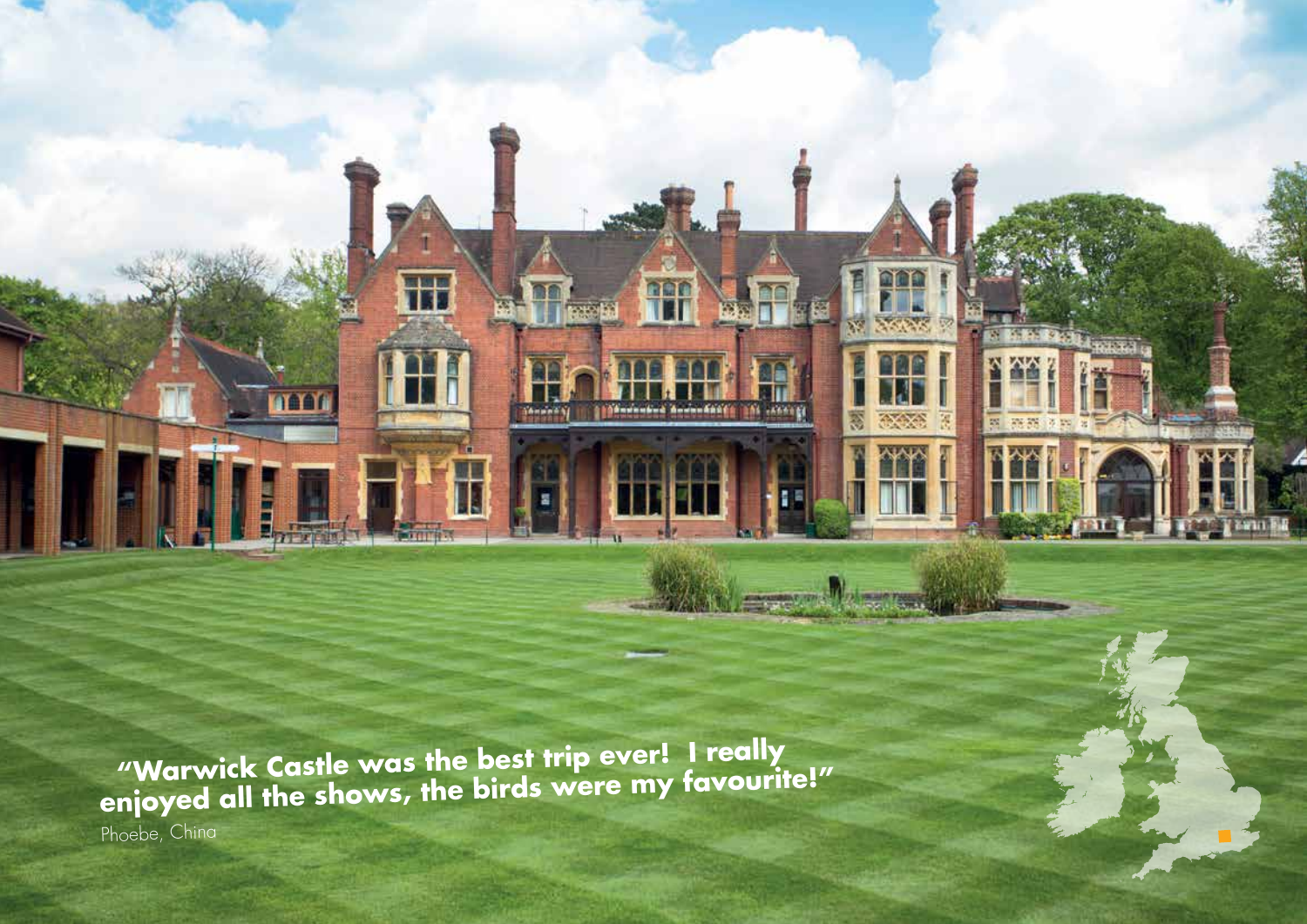**"Warwick Castle was the best trip ever! I really enjoyed all the shows, the birds were my favourite!"**

Phoebe, China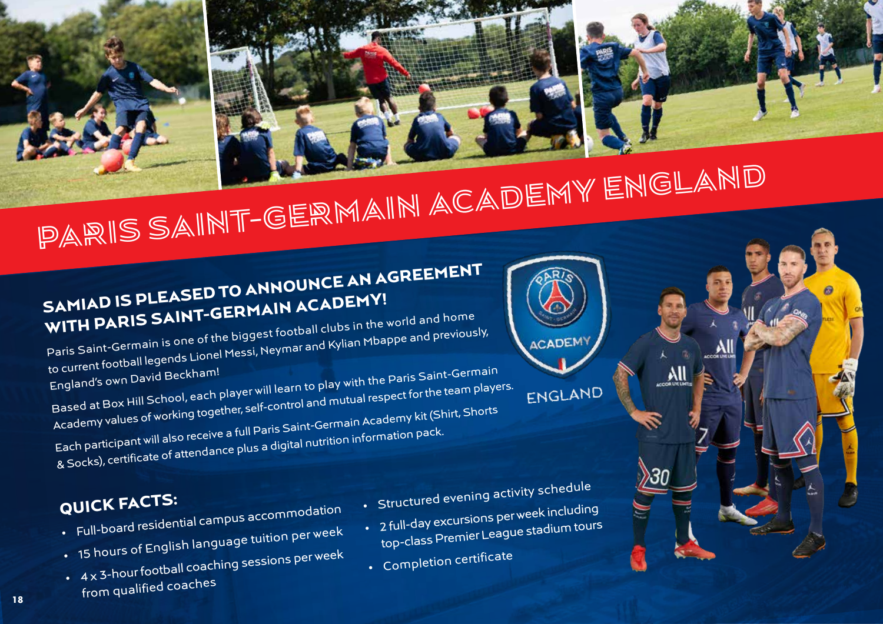# PARIS SAINT-GERMAIN ACADEMY ENGLAND

## SAMIAD IS PLEASED TO ANNOUNCE AN AGREEMENT WITH PARIS SAINT-GERMAIN ACADEMY!

Paris Saint-Germain is one of the biggest football clubs in the world and home to current football legends Lionel Messi, Neymar and Kylian Mbappe and previously, England's own David Beckham!

Based at Box Hill School, each player will learn to play with the Paris Saint-Germain Academy values of working together, self-control and mutual respect for the team players.

Each participant will also receive a full Paris Saint-Germain Academy kit (Shirt, Shorts & Socks), certificate of attendance plus a digital nutrition information pack.

PARIS SAINT-GERMAIN ACADEMY ENGLAND

### QUICK FACTS:

- Full-board residential campus accommodation
- 15 hours of English language tuition per week
- 4 x 3-hour football coaching sessions per week from qualified coaches
- Structured evening activity schedule
- 2 full-day excursions per week including top-class Premier League stadium tours
- Completion certificate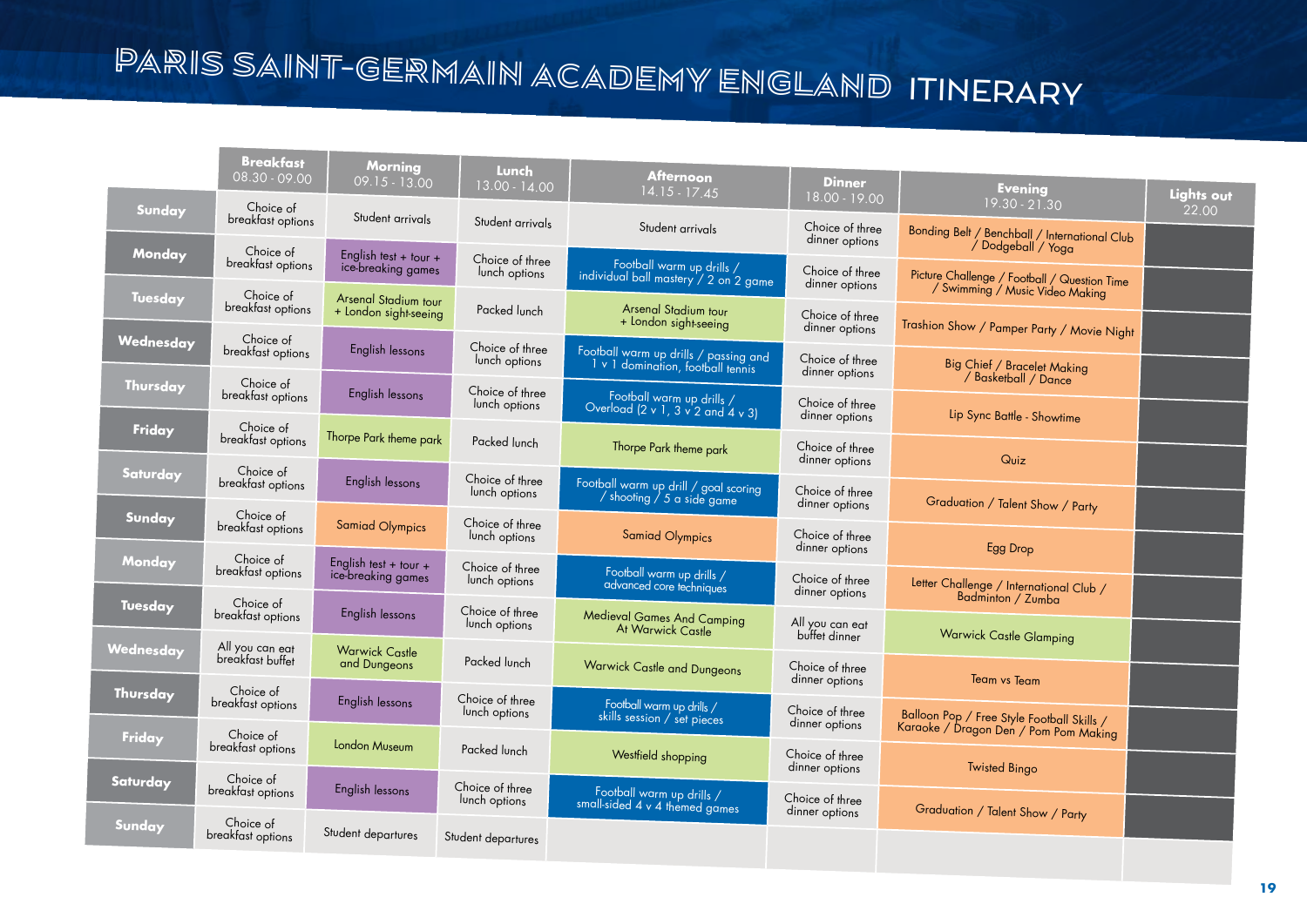# PARIS SAINT-GERMAIN ACADEMY ENGLAND ITINERARY

| | Breakfast 08.30 - 09.00 | Morning 09.15 - 13.00 | Lunch 13.00 - 14.00 | Afternoon 14.15 - 17.45 | Dinner 18.00 - 19.00 | Evening 19.30 - 21.30 | Lights out 22.00 |
|---|---|---|---|---|---|---|---|
| Sunday | Choice of breakfast options | Student arrivals | Student arrivals | Student arrivals | Choice of three dinner options | Bonding Belt / Benchball / International Club / Dodgeball / Yoga | |
| Monday | Choice of breakfast options | English test + tour + ice-breaking games | Choice of three lunch options | Football warm up drills / individual ball mastery / 2 on 2 game | Choice of three dinner options | Picture Challenge / Football / Question Time / Swimming / Music Video Making | |
| Tuesday | Choice of breakfast options | Arsenal Stadium tour + London sight-seeing | Packed lunch | Arsenal Stadium tour + London sight-seeing | Choice of three dinner options | Trashion Show / Pamper Party / Movie Night | |
| Wednesday | Choice of breakfast options | English lessons | Choice of three lunch options | Football warm up drills / passing and 1 v 1 domination, football tennis | Choice of three dinner options | Big Chief / Bracelet Making / Basketball / Dance | |
| Thursday | Choice of breakfast options | English lessons | Choice of three lunch options | Football warm up drills / Overload (2 v 1, 3 v 2 and 4 v 3) | Choice of three dinner options | Lip Sync Battle - Showtime | |
| Friday | Choice of breakfast options | Thorpe Park theme park | Packed lunch | Thorpe Park theme park | Choice of three dinner options | Quiz | |
| Saturday | Choice of breakfast options | English lessons | Choice of three lunch options | Football warm up drill / goal scoring / shooting / 5 a side game | Choice of three dinner options | Graduation / Talent Show / Party | |
| Sunday | Choice of breakfast options | Samiad Olympics | Choice of three lunch options | Samiad Olympics | Choice of three dinner options | Egg Drop | |
| Monday | Choice of breakfast options | English test + tour + ice-breaking games | Choice of three lunch options | Football warm up drills / advanced core techniques | Choice of three dinner options | Letter Challenge / International Club / Badminton / Zumba | |
| Tuesday | Choice of breakfast options | English lessons | Choice of three lunch options | Medieval Games And Camping At Warwick Castle | All you can eat buffet dinner | Warwick Castle Glamping | |
| Wednesday | All you can eat breakfast buffet | Warwick Castle and Dungeons | Packed lunch | Warwick Castle and Dungeons | Choice of three dinner options | Team vs Team | |
| Thursday | Choice of breakfast options | English lessons | Choice of three lunch options | Football warm up drills / skills session / set pieces | Choice of three dinner options | Balloon Pop / Free Style Football Skills / Karaoke / Dragon Den / Pom Pom Making | |
| Friday | Choice of breakfast options | London Museum | Packed lunch | Westfield shopping | Choice of three dinner options | Twisted Bingo | |
| Saturday | Choice of breakfast options | English lessons | Choice of three lunch options | Football warm up drills / small-sided 4 v 4 themed games | Choice of three dinner options | Graduation / Talent Show / Party | |
| Sunday | Choice of breakfast options | Student departures | Student departures | | | | |